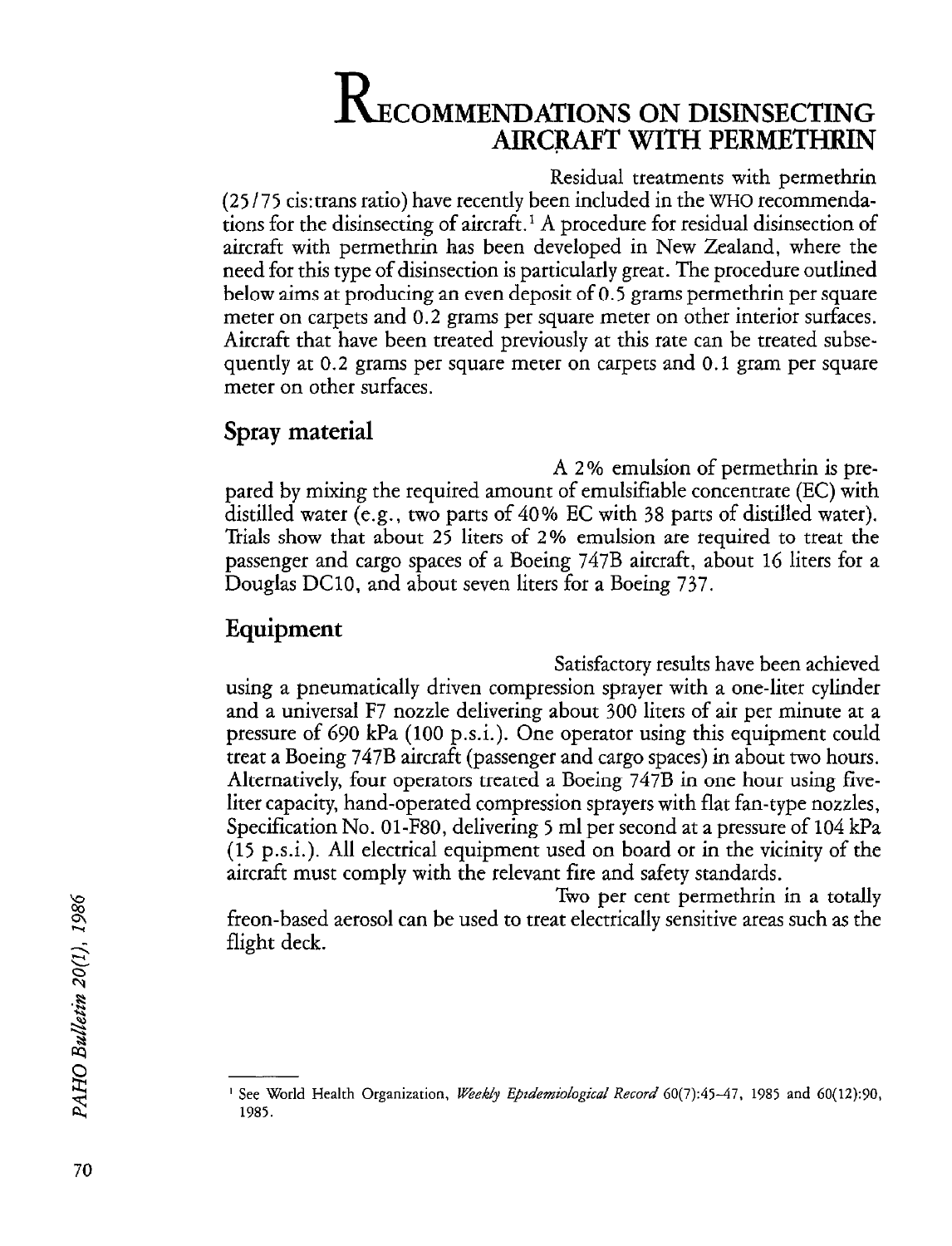# RECOMMENDATIONS ON DISINSECTING AIRCRAFT WITH PERMETHRIN

Residual treatments with permethrin (25/75 cis:trans ratio) have recently been included in the WHO recommendations for the disinsecting of aircraft.[1] A procedure for residual disinsection of aircraft with permethrin has been developed in New Zealand, where the need for this type of disinsection is particularly great. The procedure outlined below aims at producing an even deposit of 0.5 grams permethrin per square meter on carpets and 0.2 grams per square meter on other interior surfaces. Aircraft that have been treated previously at this rate can be treated subsequently at 0.2 grams per square meter on carpets and 0.1 gram per square meter on other surfaces.

## Spray material

A 2% emulsion of permethrin is prepared by mixing the required amount of emulsifiable concentrate (EC) with distilled water (e.g., two parts of 40% EC with 38 parts of distilled water). Trials show that about 25 liters of 2% emulsion are required to treat the passenger and cargo spaces of a Boeing 747B aircraft, about 16 liters for a Douglas DC10, and about seven liters for a Boeing 737.

## Equipment

Satisfactory results have been achieved using a pneumatically driven compression sprayer with a one-liter cylinder and a universal F7 nozzle delivering about 300 liters of air per minute at a pressure of 690 kPa (100 p.s.i.). One operator using this equipment could treat a Boeing 747B aircraft (passenger and cargo spaces) in about two hours. Alternatively, four operators treated a Boeing 747B in one hour using five-liter capacity, hand-operated compression sprayers with flat fan-type nozzles, Specification No. 01-F80, delivering 5 ml per second at a pressure of 104 kPa (15 p.s.i.). All electrical equipment used on board or in the vicinity of the aircraft must comply with the relevant fire and safety standards.

Two per cent permethrin in a totally freon-based aerosol can be used to treat electrically sensitive areas such as the flight deck.

---

[1] See World Health Organization, *Weekly Epidemiological Record* 60(7):45–47, 1985 and 60(12):90, 1985.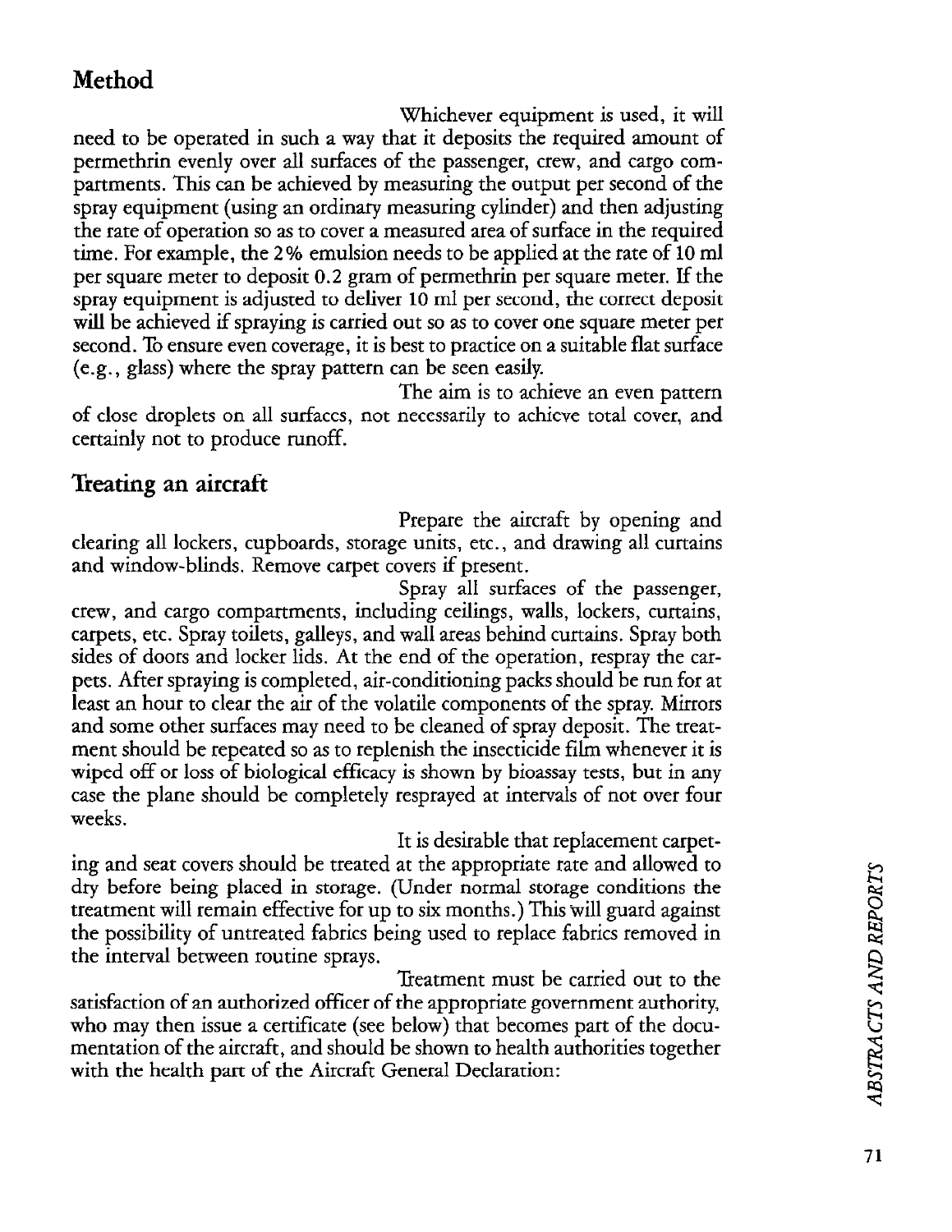## Method

Whichever equipment is used, it will need to be operated in such a way that it deposits the required amount of permethrin evenly over all surfaces of the passenger, crew, and cargo compartments. This can be achieved by measuring the output per second of the spray equipment (using an ordinary measuring cylinder) and then adjusting the rate of operation so as to cover a measured area of surface in the required time. For example, the 2% emulsion needs to be applied at the rate of 10 ml per square meter to deposit 0.2 gram of permethrin per square meter. If the spray equipment is adjusted to deliver 10 ml per second, the correct deposit will be achieved if spraying is carried out so as to cover one square meter per second. To ensure even coverage, it is best to practice on a suitable flat surface (e.g., glass) where the spray pattern can be seen easily.

The aim is to achieve an even pattern of close droplets on all surfaces, not necessarily to achieve total cover, and certainly not to produce runoff.

## Treating an aircraft

Prepare the aircraft by opening and clearing all lockers, cupboards, storage units, etc., and drawing all curtains and window-blinds. Remove carpet covers if present.

Spray all surfaces of the passenger, crew, and cargo compartments, including ceilings, walls, lockers, curtains, carpets, etc. Spray toilets, galleys, and wall areas behind curtains. Spray both sides of doors and locker lids. At the end of the operation, respray the carpets. After spraying is completed, air-conditioning packs should be run for at least an hour to clear the air of the volatile components of the spray. Mirrors and some other surfaces may need to be cleaned of spray deposit. The treatment should be repeated so as to replenish the insecticide film whenever it is wiped off or loss of biological efficacy is shown by bioassay tests, but in any case the plane should be completely resprayed at intervals of not over four weeks.

It is desirable that replacement carpeting and seat covers should be treated at the appropriate rate and allowed to dry before being placed in storage. (Under normal storage conditions the treatment will remain effective for up to six months.) This will guard against the possibility of untreated fabrics being used to replace fabrics removed in the interval between routine sprays.

Treatment must be carried out to the satisfaction of an authorized officer of the appropriate government authority, who may then issue a certificate (see below) that becomes part of the documentation of the aircraft, and should be shown to health authorities together with the health part of the Aircraft General Declaration: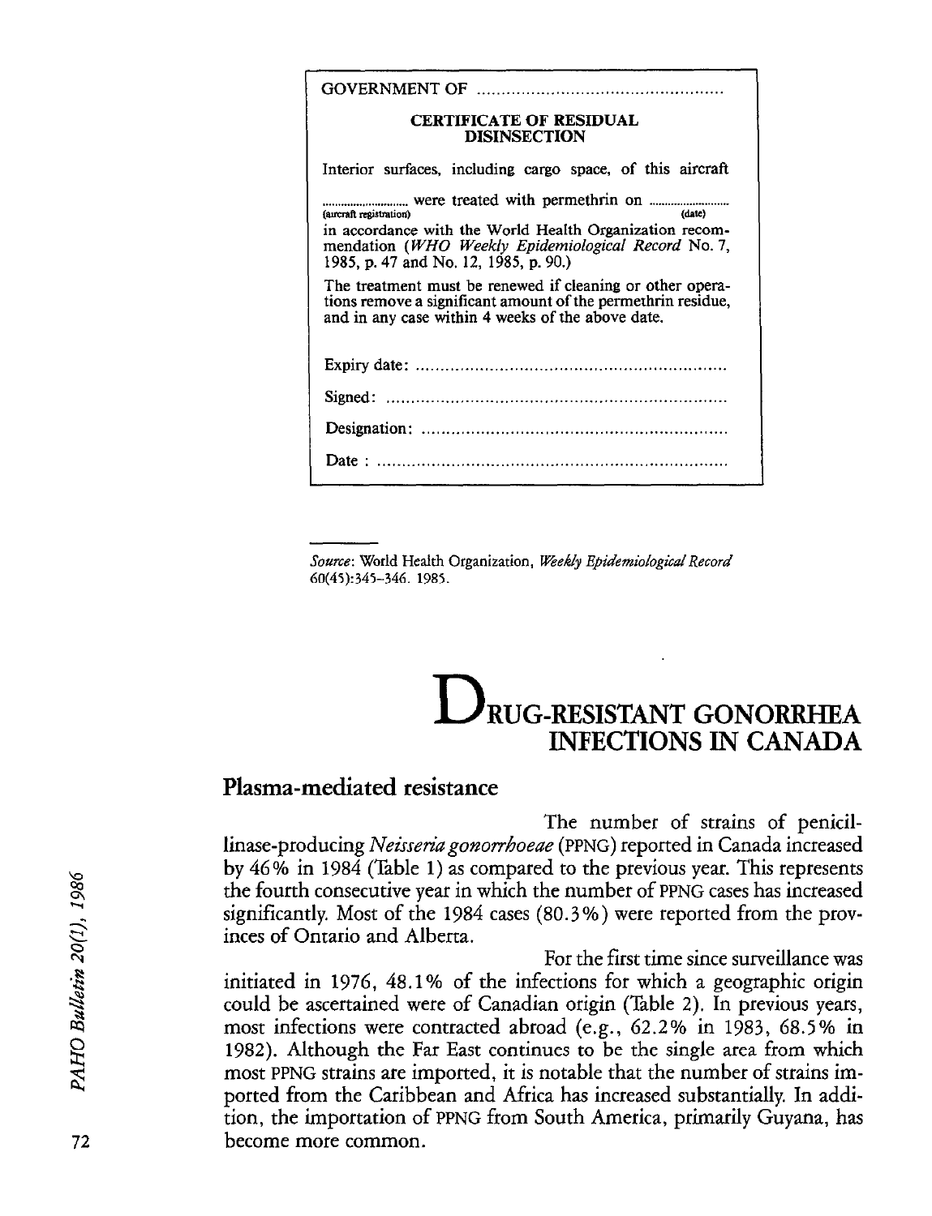GOVERNMENT OF ..................................................

**CERTIFICATE OF RESIDUAL DISINSECTION**

Interior surfaces, including cargo space, of this aircraft

........................ were treated with permethrin on ........................
(aircraft registration) (date)

in accordance with the World Health Organization recommendation (*WHO Weekly Epidemiological Record* No. 7, 1985, p. 47 and No. 12, 1985, p. 90.)

The treatment must be renewed if cleaning or other operations remove a significant amount of the permethrin residue, and in any case within 4 weeks of the above date.

Expiry date: ..............................................................

Signed: ..............................................................

Designation: ..............................................................

Date : ..............................................................

*Source*: World Health Organization, *Weekly Epidemiological Record* 60(45):345–346. 1985.

# DRUG-RESISTANT GONORRHEA INFECTIONS IN CANADA

## Plasma-mediated resistance

The number of strains of penicillinase-producing *Neisseria gonorrhoeae* (PPNG) reported in Canada increased by 46% in 1984 (Table 1) as compared to the previous year. This represents the fourth consecutive year in which the number of PPNG cases has increased significantly. Most of the 1984 cases (80.3%) were reported from the provinces of Ontario and Alberta.

For the first time since surveillance was initiated in 1976, 48.1% of the infections for which a geographic origin could be ascertained were of Canadian origin (Table 2). In previous years, most infections were contracted abroad (e.g., 62.2% in 1983, 68.5% in 1982). Although the Far East continues to be the single area from which most PPNG strains are imported, it is notable that the number of strains imported from the Caribbean and Africa has increased substantially. In addition, the importation of PPNG from South America, primarily Guyana, has become more common.